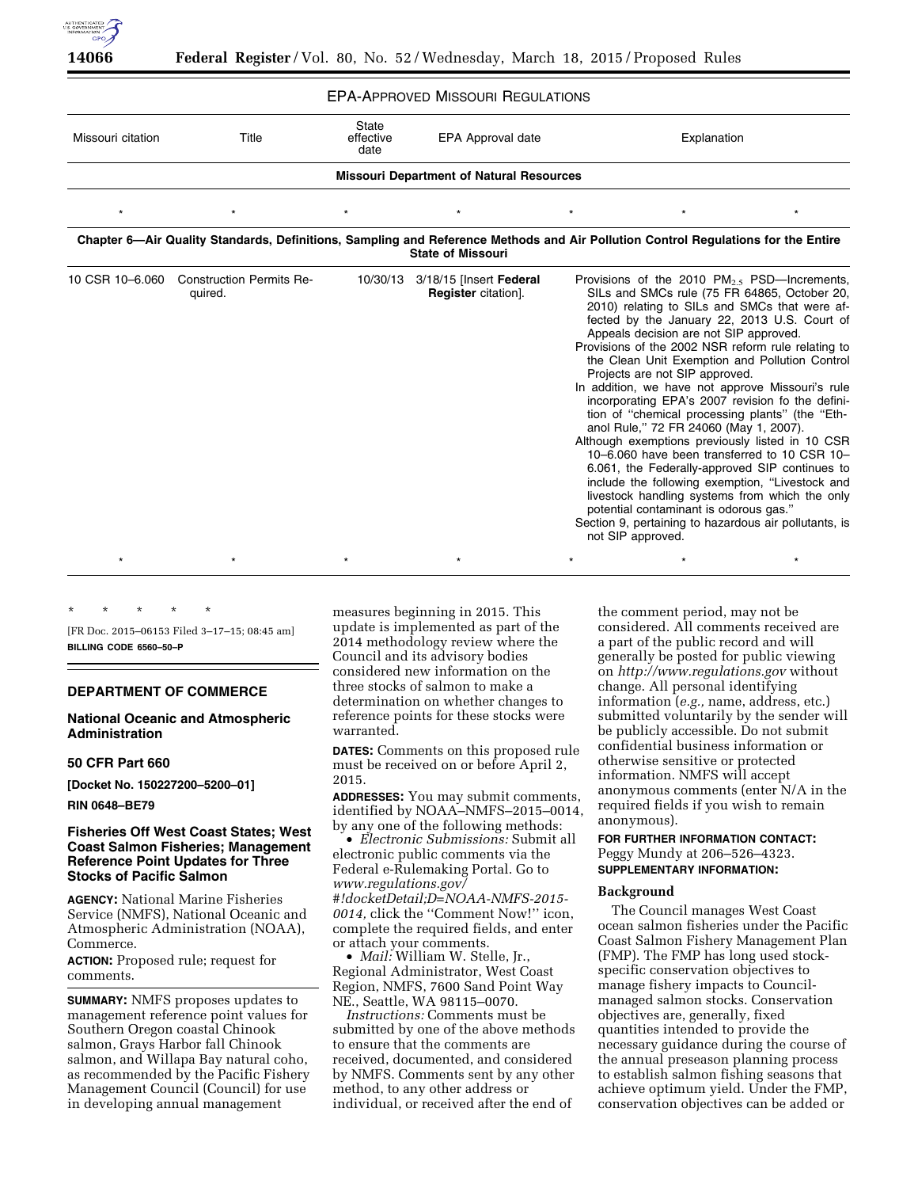EPA-APPROVED MISSOURI REGULATIONS

| Missouri citation | Title | State effective date | EPA Approval date | Explanation |
|---|---|---|---|---|
| **Missouri Department of Natural Resources** | | | | |
| * | * | * | * | * * * |
| **Chapter 6—Air Quality Standards, Definitions, Sampling and Reference Methods and Air Pollution Control Regulations for the Entire State of Missouri** | | | | |
| 10 CSR 10–6.060 | Construction Permits Required. | 10/30/13 | 3/18/15 [Insert **Federal Register** citation]. | Provisions of the 2010 $PM_{2.5}$ PSD—Increments, SILs and SMCs rule (75 FR 64865, October 20, 2010) relating to SILs and SMCs that were affected by the January 22, 2013 U.S. Court of Appeals decision are not SIP approved. Provisions of the 2002 NSR reform rule relating to the Clean Unit Exemption and Pollution Control Projects are not SIP approved. In addition, we have not approve Missouri's rule incorporating EPA's 2007 revision fo the definition of "chemical processing plants" (the "Ethanol Rule," 72 FR 24060 (May 1, 2007). Although exemptions previously listed in 10 CSR 10–6.060 have been transferred to 10 CSR 10–6.061, the Federally-approved SIP continues to include the following exemption, "Livestock and livestock handling systems from which the only potential contaminant is odorous gas." Section 9, pertaining to hazardous air pollutants, is not SIP approved. |
| * | * | * | * | * * * |

\* \* \* \* \*

[FR Doc. 2015–06153 Filed 3–17–15; 08:45 am]

**BILLING CODE 6560–50–P**

## DEPARTMENT OF COMMERCE

### National Oceanic and Atmospheric Administration

### 50 CFR Part 660

**[Docket No. 150227200–5200–01]**

**RIN 0648–BE79**

### Fisheries Off West Coast States; West Coast Salmon Fisheries; Management Reference Point Updates for Three Stocks of Pacific Salmon

**AGENCY:** National Marine Fisheries Service (NMFS), National Oceanic and Atmospheric Administration (NOAA), Commerce.

**ACTION:** Proposed rule; request for comments.

**SUMMARY:** NMFS proposes updates to management reference point values for Southern Oregon coastal Chinook salmon, Grays Harbor fall Chinook salmon, and Willapa Bay natural coho, as recommended by the Pacific Fishery Management Council (Council) for use in developing annual management measures beginning in 2015. This update is implemented as part of the 2014 methodology review where the Council and its advisory bodies considered new information on the three stocks of salmon to make a determination on whether changes to reference points for these stocks were warranted.

**DATES:** Comments on this proposed rule must be received on or before April 2, 2015.

**ADDRESSES:** You may submit comments, identified by NOAA–NMFS–2015–0014, by any one of the following methods:

- *Electronic Submissions:* Submit all electronic public comments via the Federal e-Rulemaking Portal. Go to *www.regulations.gov/#!docketDetail;D=NOAA-NMFS-2015-0014,* click the "Comment Now!" icon, complete the required fields, and enter or attach your comments.
- *Mail:* William W. Stelle, Jr., Regional Administrator, West Coast Region, NMFS, 7600 Sand Point Way NE., Seattle, WA 98115–0070.

*Instructions:* Comments must be submitted by one of the above methods to ensure that the comments are received, documented, and considered by NMFS. Comments sent by any other method, to any other address or individual, or received after the end of the comment period, may not be considered. All comments received are a part of the public record and will generally be posted for public viewing on *http://www.regulations.gov* without change. All personal identifying information (*e.g.,* name, address, etc.) submitted voluntarily by the sender will be publicly accessible. Do not submit confidential business information or otherwise sensitive or protected information. NMFS will accept anonymous comments (enter N/A in the required fields if you wish to remain anonymous).

**FOR FURTHER INFORMATION CONTACT:** Peggy Mundy at 206–526–4323.

**SUPPLEMENTARY INFORMATION:**

**Background**

The Council manages West Coast ocean salmon fisheries under the Pacific Coast Salmon Fishery Management Plan (FMP). The FMP has long used stock-specific conservation objectives to manage fishery impacts to Council-managed salmon stocks. Conservation objectives are, generally, fixed quantities intended to provide the necessary guidance during the course of the annual preseason planning process to establish salmon fishing seasons that achieve optimum yield. Under the FMP, conservation objectives can be added or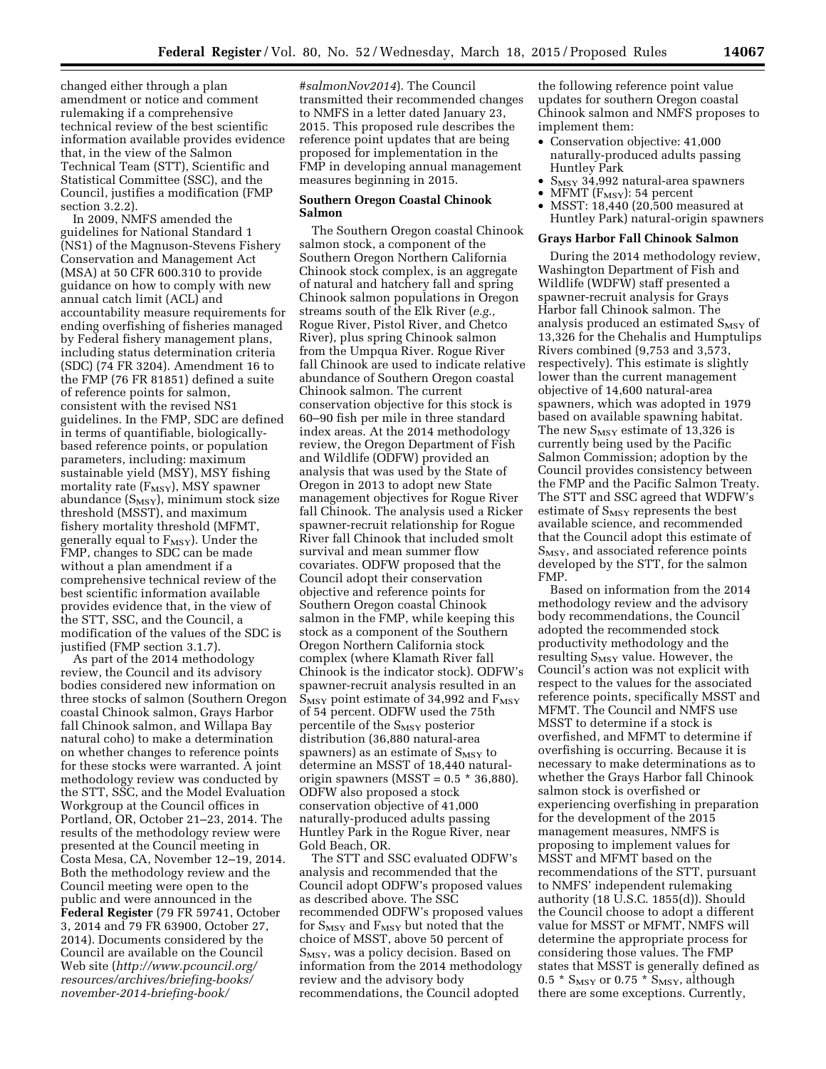changed either through a plan amendment or notice and comment rulemaking if a comprehensive technical review of the best scientific information available provides evidence that, in the view of the Salmon Technical Team (STT), Scientific and Statistical Committee (SSC), and the Council, justifies a modification (FMP section 3.2.2).

In 2009, NMFS amended the guidelines for National Standard 1 (NS1) of the Magnuson-Stevens Fishery Conservation and Management Act (MSA) at 50 CFR 600.310 to provide guidance on how to comply with new annual catch limit (ACL) and accountability measure requirements for ending overfishing of fisheries managed by Federal fishery management plans, including status determination criteria (SDC) (74 FR 3204). Amendment 16 to the FMP (76 FR 81851) defined a suite of reference points for salmon, consistent with the revised NS1 guidelines. In the FMP, SDC are defined in terms of quantifiable, biologically-based reference points, or population parameters, including: maximum sustainable yield (MSY), MSY fishing mortality rate ($F_{MSY}$), MSY spawner abundance ($S_{MSY}$), minimum stock size threshold (MSST), and maximum fishery mortality threshold (MFMT, generally equal to $F_{MSY}$). Under the FMP, changes to SDC can be made without a plan amendment if a comprehensive technical review of the best scientific information available provides evidence that, in the view of the STT, SSC, and the Council, a modification of the values of the SDC is justified (FMP section 3.1.7).

As part of the 2014 methodology review, the Council and its advisory bodies considered new information on three stocks of salmon (Southern Oregon coastal Chinook salmon, Grays Harbor fall Chinook salmon, and Willapa Bay natural coho) to make a determination on whether changes to reference points for these stocks were warranted. A joint methodology review was conducted by the STT, SSC, and the Model Evaluation Workgroup at the Council offices in Portland, OR, October 21–23, 2014. The results of the methodology review were presented at the Council meeting in Costa Mesa, CA, November 12–19, 2014. Both the methodology review and the Council meeting were open to the public and were announced in the **Federal Register** (79 FR 59741, October 3, 2014 and 79 FR 63900, October 27, 2014). Documents considered by the Council are available on the Council Web site (*http://www.pcouncil.org/resources/archives/briefing-books/november-2014-briefing-book/#salmonNov2014*). The Council transmitted their recommended changes to NMFS in a letter dated January 23, 2015. This proposed rule describes the reference point updates that are being proposed for implementation in the FMP in developing annual management measures beginning in 2015.

**Southern Oregon Coastal Chinook Salmon**

The Southern Oregon coastal Chinook salmon stock, a component of the Southern Oregon Northern California Chinook stock complex, is an aggregate of natural and hatchery fall and spring Chinook salmon populations in Oregon streams south of the Elk River (*e.g.,* Rogue River, Pistol River, and Chetco River), plus spring Chinook salmon from the Umpqua River. Rogue River fall Chinook are used to indicate relative abundance of Southern Oregon coastal Chinook salmon. The current conservation objective for this stock is 60–90 fish per mile in three standard index areas. At the 2014 methodology review, the Oregon Department of Fish and Wildlife (ODFW) provided an analysis that was used by the State of Oregon in 2013 to adopt new State management objectives for Rogue River fall Chinook. The analysis used a Ricker spawner-recruit relationship for Rogue River fall Chinook that included smolt survival and mean summer flow covariates. ODFW proposed that the Council adopt their conservation objective and reference points for Southern Oregon coastal Chinook salmon in the FMP, while keeping this stock as a component of the Southern Oregon Northern California Chinook stock complex (where Klamath River fall Chinook is the indicator stock). ODFW's spawner-recruit analysis resulted in an $S_{MSY}$ point estimate of 34,992 and $F_{MSY}$ of 54 percent. ODFW used the 75th percentile of the $S_{MSY}$ posterior distribution (36,880 natural-area spawners) as an estimate of $S_{MSY}$ to determine an MSST of 18,440 natural-origin spawners (MSST = 0.5 * 36,880). ODFW also proposed a stock conservation objective of 41,000 naturally-produced adults passing Huntley Park in the Rogue River, near Gold Beach, OR.

The STT and SSC evaluated ODFW's analysis and recommended that the Council adopt ODFW's proposed values as described above. The SSC recommended ODFW's proposed values for $S_{MSY}$ and $F_{MSY}$ but noted that the choice of MSST, above 50 percent of $S_{MSY}$, was a policy decision. Based on information from the 2014 methodology review and the advisory body recommendations, the Council adopted the following reference point value updates for southern Oregon coastal Chinook salmon and NMFS proposes to implement them:

- Conservation objective: 41,000 naturally-produced adults passing Huntley Park
- $S_{MSY}$ 34,992 natural-area spawners
- MFMT ($F_{MSY}$): 54 percent
- MSST: 18,440 (20,500 measured at Huntley Park) natural-origin spawners

**Grays Harbor Fall Chinook Salmon**

During the 2014 methodology review, Washington Department of Fish and Wildlife (WDFW) staff presented a spawner-recruit analysis for Grays Harbor fall Chinook salmon. The analysis produced an estimated $S_{MSY}$ of 13,326 for the Chehalis and Humptulips Rivers combined (9,753 and 3,573, respectively). This estimate is slightly lower than the current management objective of 14,600 natural-area spawners, which was adopted in 1979 based on available spawning habitat. The new $S_{MSY}$ estimate of 13,326 is currently being used by the Pacific Salmon Commission; adoption by the Council provides consistency between the FMP and the Pacific Salmon Treaty. The STT and SSC agreed that WDFW's estimate of $S_{MSY}$ represents the best available science, and recommended that the Council adopt this estimate of $S_{MSY}$, and associated reference points developed by the STT, for the salmon FMP.

Based on information from the 2014 methodology review and the advisory body recommendations, the Council adopted the recommended stock productivity methodology and the resulting $S_{MSY}$ value. However, the Council's action was not explicit with respect to the values for the associated reference points, specifically MSST and MFMT. The Council and NMFS use MSST to determine if a stock is overfished, and MFMT to determine if overfishing is occurring. Because it is necessary to make determinations as to whether the Grays Harbor fall Chinook salmon stock is overfished or experiencing overfishing in preparation for the development of the 2015 management measures, NMFS is proposing to implement values for MSST and MFMT based on the recommendations of the STT, pursuant to NMFS' independent rulemaking authority (18 U.S.C. 1855(d)). Should the Council choose to adopt a different value for MSST or MFMT, NMFS will determine the appropriate process for considering those values. The FMP states that MSST is generally defined as 0.5 * $S_{MSY}$ or 0.75 * $S_{MSY}$, although there are some exceptions. Currently,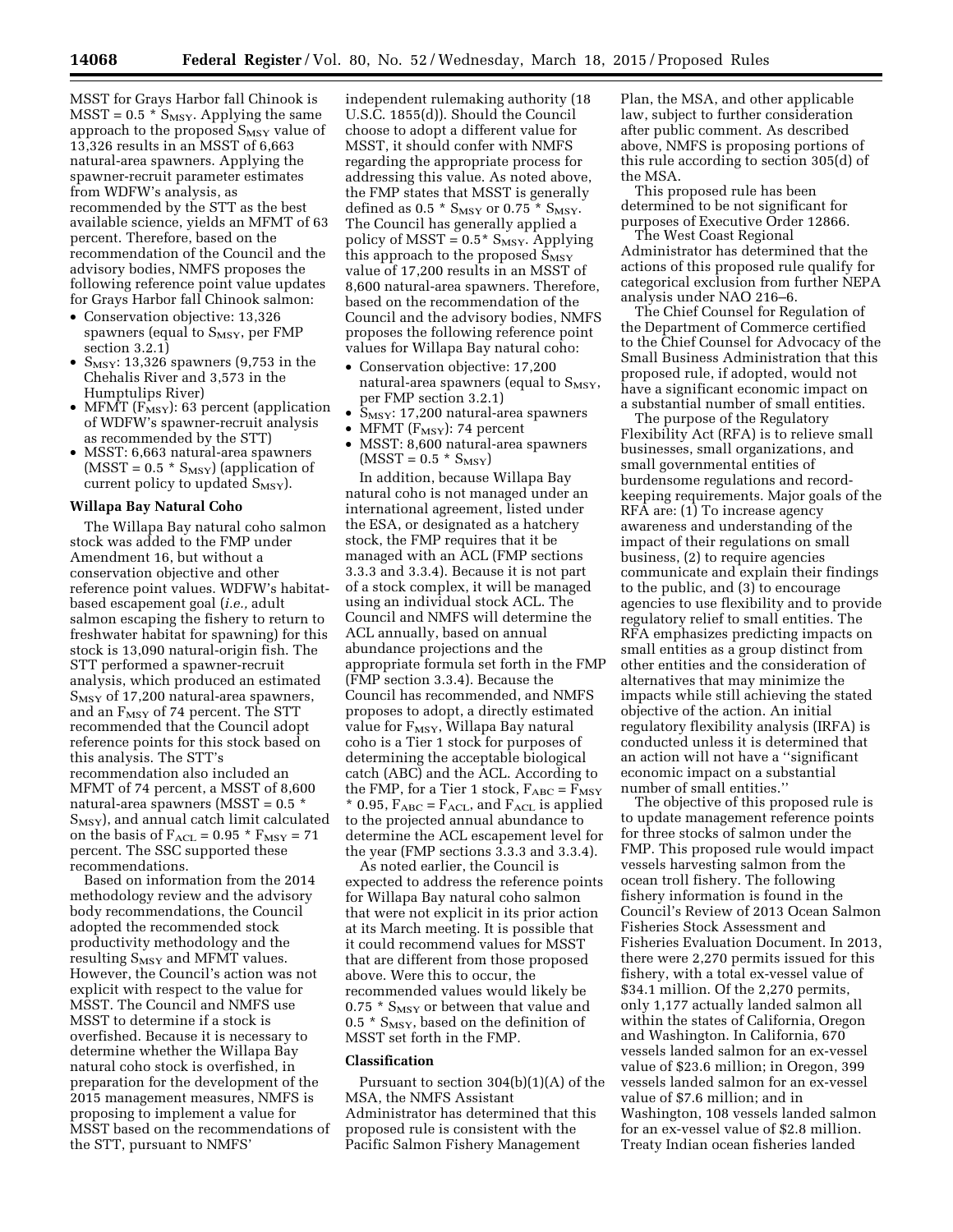MSST for Grays Harbor fall Chinook is MSST = 0.5 * $S_{MSY}$. Applying the same approach to the proposed $S_{MSY}$ value of 13,326 results in an MSST of 6,663 natural-area spawners. Applying the spawner-recruit parameter estimates from WDFW's analysis, as recommended by the STT as the best available science, yields an MFMT of 63 percent. Therefore, based on the recommendation of the Council and the advisory bodies, NMFS proposes the following reference point value updates for Grays Harbor fall Chinook salmon:

- Conservation objective: 13,326 spawners (equal to $S_{MSY}$, per FMP section 3.2.1)
- $S_{MSY}$: 13,326 spawners (9,753 in the Chehalis River and 3,573 in the Humptulips River)
- MFMT ($F_{MSY}$): 63 percent (application of WDFW's spawner-recruit analysis as recommended by the STT)
- MSST: 6,663 natural-area spawners (MSST = 0.5 * $S_{MSY}$) (application of current policy to updated $S_{MSY}$).

### Willapa Bay Natural Coho

The Willapa Bay natural coho salmon stock was added to the FMP under Amendment 16, but without a conservation objective and other reference point values. WDFW's habitat-based escapement goal (*i.e.,* adult salmon escaping the fishery to return to freshwater habitat for spawning) for this stock is 13,090 natural-origin fish. The STT performed a spawner-recruit analysis, which produced an estimated $S_{MSY}$ of 17,200 natural-area spawners, and an $F_{MSY}$ of 74 percent. The STT recommended that the Council adopt reference points for this stock based on this analysis. The STT's recommendation also included an MFMT of 74 percent, a MSST of 8,600 natural-area spawners (MSST = 0.5 * $S_{MSY}$), and annual catch limit calculated on the basis of $F_{ACL}$ = 0.95 * $F_{MSY}$ = 71 percent. The SSC supported these recommendations.

Based on information from the 2014 methodology review and the advisory body recommendations, the Council adopted the recommended stock productivity methodology and the resulting $S_{MSY}$ and MFMT values. However, the Council's action was not explicit with respect to the value for MSST. The Council and NMFS use MSST to determine if a stock is overfished. Because it is necessary to determine whether the Willapa Bay natural coho stock is overfished, in preparation for the development of the 2015 management measures, NMFS is proposing to implement a value for MSST based on the recommendations of the STT, pursuant to NMFS' independent rulemaking authority (18 U.S.C. 1855(d)). Should the Council choose to adopt a different value for MSST, it should confer with NMFS regarding the appropriate process for addressing this value. As noted above, the FMP states that MSST is generally defined as 0.5 * $S_{MSY}$ or 0.75 * $S_{MSY}$. The Council has generally applied a policy of MSST = 0.5* $S_{MSY}$. Applying this approach to the proposed $S_{MSY}$ value of 17,200 results in an MSST of 8,600 natural-area spawners. Therefore, based on the recommendation of the Council and the advisory bodies, NMFS proposes the following reference point values for Willapa Bay natural coho:

- Conservation objective: 17,200 natural-area spawners (equal to $S_{MSY}$, per FMP section 3.2.1)
- $S_{MSY}$: 17,200 natural-area spawners
- MFMT ($F_{MSY}$): 74 percent
- MSST: 8,600 natural-area spawners (MSST = 0.5 * $S_{MSY}$)

In addition, because Willapa Bay natural coho is not managed under an international agreement, listed under the ESA, or designated as a hatchery stock, the FMP requires that it be managed with an ACL (FMP sections 3.3.3 and 3.3.4). Because it is not part of a stock complex, it will be managed using an individual stock ACL. The Council and NMFS will determine the ACL annually, based on annual abundance projections and the appropriate formula set forth in the FMP (FMP section 3.3.4). Because the Council has recommended, and NMFS proposes to adopt, a directly estimated value for $F_{MSY}$, Willapa Bay natural coho is a Tier 1 stock for purposes of determining the acceptable biological catch (ABC) and the ACL. According to the FMP, for a Tier 1 stock, $F_{ABC}$ = $F_{MSY}$ * 0.95, $F_{ABC}$ = $F_{ACL}$, and $F_{ACL}$ is applied to the projected annual abundance to determine the ACL escapement level for the year (FMP sections 3.3.3 and 3.3.4).

As noted earlier, the Council is expected to address the reference points for Willapa Bay natural coho salmon that were not explicit in its prior action at its March meeting. It is possible that it could recommend values for MSST that are different from those proposed above. Were this to occur, the recommended values would likely be 0.75 * $S_{MSY}$ or between that value and 0.5 * $S_{MSY}$, based on the definition of MSST set forth in the FMP.

### Classification

Pursuant to section 304(b)(1)(A) of the MSA, the NMFS Assistant Administrator has determined that this proposed rule is consistent with the Pacific Salmon Fishery Management Plan, the MSA, and other applicable law, subject to further consideration after public comment. As described above, NMFS is proposing portions of this rule according to section 305(d) of the MSA.

This proposed rule has been determined to be not significant for purposes of Executive Order 12866.

The West Coast Regional Administrator has determined that the actions of this proposed rule qualify for categorical exclusion from further NEPA analysis under NAO 216–6.

The Chief Counsel for Regulation of the Department of Commerce certified to the Chief Counsel for Advocacy of the Small Business Administration that this proposed rule, if adopted, would not have a significant economic impact on a substantial number of small entities.

The purpose of the Regulatory Flexibility Act (RFA) is to relieve small businesses, small organizations, and small governmental entities of burdensome regulations and record-keeping requirements. Major goals of the RFA are: (1) To increase agency awareness and understanding of the impact of their regulations on small business, (2) to require agencies communicate and explain their findings to the public, and (3) to encourage agencies to use flexibility and to provide regulatory relief to small entities. The RFA emphasizes predicting impacts on small entities as a group distinct from other entities and the consideration of alternatives that may minimize the impacts while still achieving the stated objective of the action. An initial regulatory flexibility analysis (IRFA) is conducted unless it is determined that an action will not have a ''significant economic impact on a substantial number of small entities.''

The objective of this proposed rule is to update management reference points for three stocks of salmon under the FMP. This proposed rule would impact vessels harvesting salmon from the ocean troll fishery. The following fishery information is found in the Council's Review of 2013 Ocean Salmon Fisheries Stock Assessment and Fisheries Evaluation Document. In 2013, there were 2,270 permits issued for this fishery, with a total ex-vessel value of $34.1 million. Of the 2,270 permits, only 1,177 actually landed salmon all within the states of California, Oregon and Washington. In California, 670 vessels landed salmon for an ex-vessel value of $23.6 million; in Oregon, 399 vessels landed salmon for an ex-vessel value of $7.6 million; and in Washington, 108 vessels landed salmon for an ex-vessel value of $2.8 million. Treaty Indian ocean fisheries landed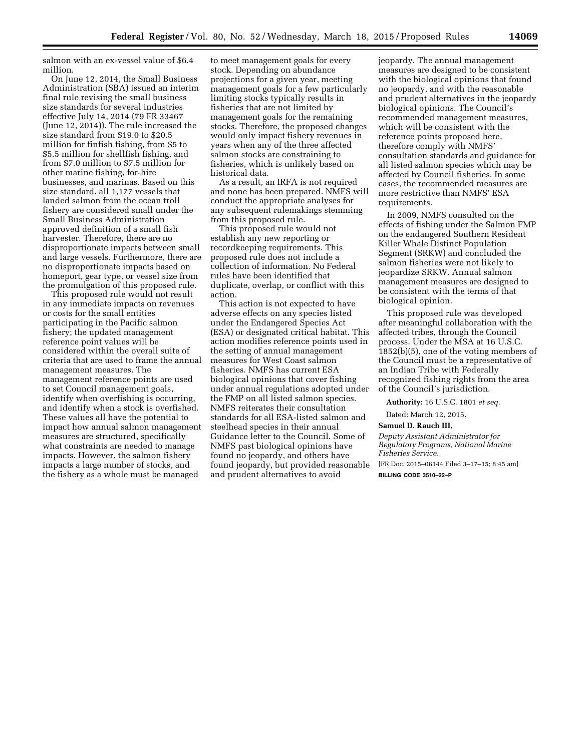salmon with an ex-vessel value of $6.4 million.

On June 12, 2014, the Small Business Administration (SBA) issued an interim final rule revising the small business size standards for several industries effective July 14, 2014 (79 FR 33467 (June 12, 2014)). The rule increased the size standard from $19.0 to $20.5 million for finfish fishing, from $5 to $5.5 million for shellfish fishing, and from $7.0 million to $7.5 million for other marine fishing, for-hire businesses, and marinas. Based on this size standard, all 1,177 vessels that landed salmon from the ocean troll fishery are considered small under the Small Business Administration approved definition of a small fish harvester. Therefore, there are no disproportionate impacts between small and large vessels. Furthermore, there are no disproportionate impacts based on homeport, gear type, or vessel size from the promulgation of this proposed rule.

This proposed rule would not result in any immediate impacts on revenues or costs for the small entities participating in the Pacific salmon fishery; the updated management reference point values will be considered within the overall suite of criteria that are used to frame the annual management measures. The management reference points are used to set Council management goals, identify when overfishing is occurring, and identify when a stock is overfished. These values all have the potential to impact how annual salmon management measures are structured, specifically what constraints are needed to manage impacts. However, the salmon fishery impacts a large number of stocks, and the fishery as a whole must be managed to meet management goals for every stock. Depending on abundance projections for a given year, meeting management goals for a few particularly limiting stocks typically results in fisheries that are not limited by management goals for the remaining stocks. Therefore, the proposed changes would only impact fishery revenues in years when any of the three affected salmon stocks are constraining to fisheries, which is unlikely based on historical data.

As a result, an IRFA is not required and none has been prepared. NMFS will conduct the appropriate analyses for any subsequent rulemakings stemming from this proposed rule.

This proposed rule would not establish any new reporting or recordkeeping requirements. This proposed rule does not include a collection of information. No Federal rules have been identified that duplicate, overlap, or conflict with this action.

This action is not expected to have adverse effects on any species listed under the Endangered Species Act (ESA) or designated critical habitat. This action modifies reference points used in the setting of annual management measures for West Coast salmon fisheries. NMFS has current ESA biological opinions that cover fishing under annual regulations adopted under the FMP on all listed salmon species. NMFS reiterates their consultation standards for all ESA-listed salmon and steelhead species in their annual Guidance letter to the Council. Some of NMFS past biological opinions have found no jeopardy, and others have found jeopardy, but provided reasonable and prudent alternatives to avoid jeopardy. The annual management measures are designed to be consistent with the biological opinions that found no jeopardy, and with the reasonable and prudent alternatives in the jeopardy biological opinions. The Council's recommended management measures, which will be consistent with the reference points proposed here, therefore comply with NMFS' consultation standards and guidance for all listed salmon species which may be affected by Council fisheries. In some cases, the recommended measures are more restrictive than NMFS' ESA requirements.

In 2009, NMFS consulted on the effects of fishing under the Salmon FMP on the endangered Southern Resident Killer Whale Distinct Population Segment (SRKW) and concluded the salmon fisheries were not likely to jeopardize SRKW. Annual salmon management measures are designed to be consistent with the terms of that biological opinion.

This proposed rule was developed after meaningful collaboration with the affected tribes, through the Council process. Under the MSA at 16 U.S.C. 1852(b)(5), one of the voting members of the Council must be a representative of an Indian Tribe with Federally recognized fishing rights from the area of the Council's jurisdiction.

**Authority:** 16 U.S.C. 1801 *et seq.*

Dated: March 12, 2015.

**Samuel D. Rauch III,**

*Deputy Assistant Administrator for Regulatory Programs, National Marine Fisheries Service.*

[FR Doc. 2015–06144 Filed 3–17–15; 8:45 am]

**BILLING CODE 3510–22–P**